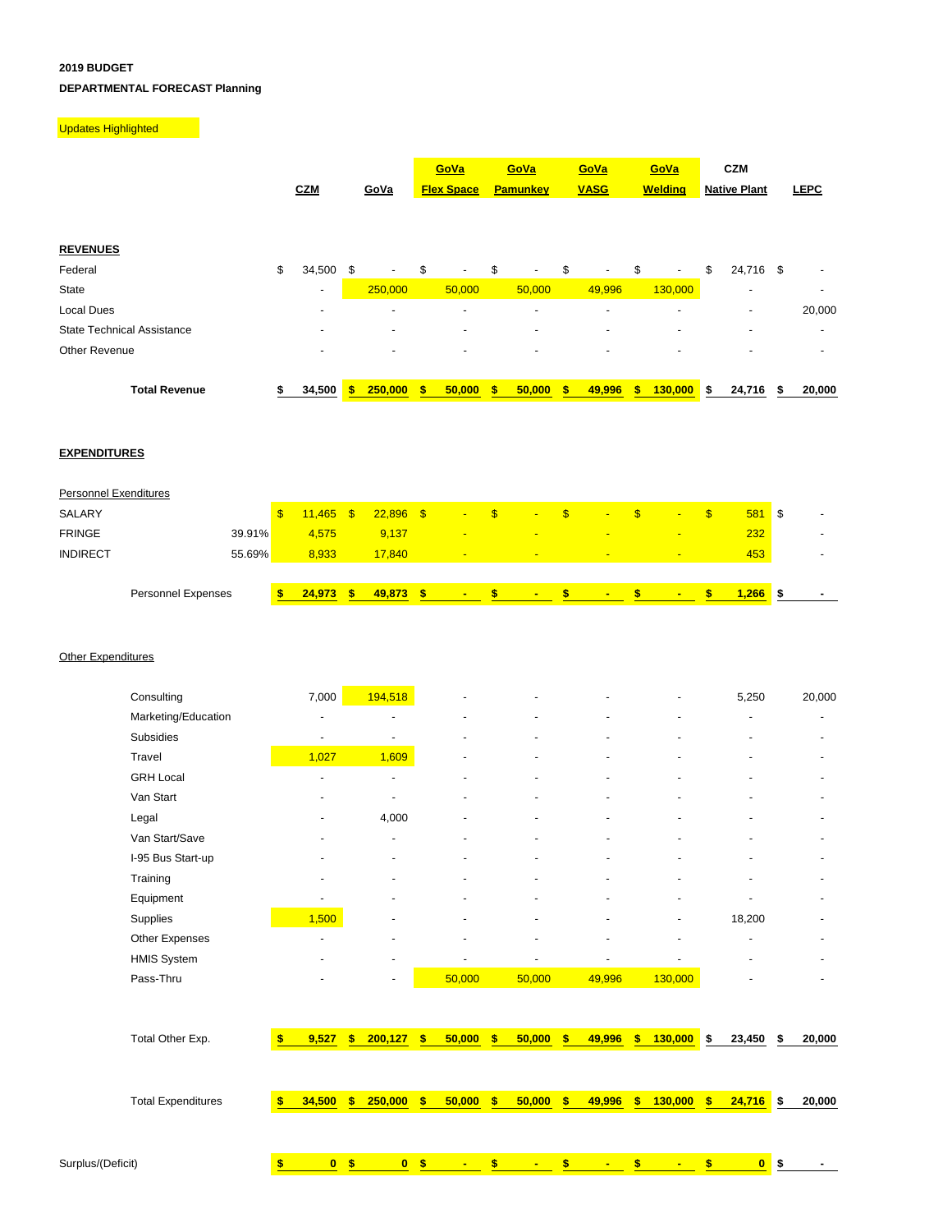**2019 BUDGET**

**DEPARTMENTAL FORECAST Planning**

Updates Highlighted

| | | CZM | GoVa | GoVa Flex Space | GoVa Pamunkey | GoVa VASG | GoVa Welding | CZM Native Plant | LEPC |
|---|---|---|---|---|---|---|---|---|---|
| **REVENUES** | | | | | | | | | |
| Federal | | $ 34,500 | $ - | $ - | $ - | $ - | $ - | $ 24,716 | $ - |
| State | | - | 250,000 | 50,000 | 50,000 | 49,996 | 130,000 | - | - |
| Local Dues | | - | - | - | - | - | - | - | 20,000 |
| State Technical Assistance | | - | - | - | - | - | - | - | - |
| Other Revenue | | - | - | - | - | - | - | - | - |
| **Total Revenue** | | **$ 34,500** | **$ 250,000** | **$ 50,000** | **$ 50,000** | **$ 49,996** | **$ 130,000** | **$ 24,716** | **$ 20,000** |
| **EXPENDITURES** | | | | | | | | | |
| Personnel Exenditures | | | | | | | | | |
| SALARY | | $ 11,465 | $ 22,896 | $ - | $ - | $ - | $ - | $ 581 | $ - |
| FRINGE | 39.91% | 4,575 | 9,137 | - | - | - | - | 232 | - |
| INDIRECT | 55.69% | 8,933 | 17,840 | - | - | - | - | 453 | - |
| Personnel Expenses | | **$ 24,973** | **$ 49,873** | **$ -** | **$ -** | **$ -** | **$ -** | **$ 1,266** | **$ -** |
| Other Expenditures | | | | | | | | | |
| Consulting | | 7,000 | 194,518 | - | - | - | - | 5,250 | 20,000 |
| Marketing/Education | | - | - | - | - | - | - | - | - |
| Subsidies | | - | - | - | - | - | - | - | - |
| Travel | | 1,027 | 1,609 | - | - | - | - | - | - |
| GRH Local | | - | - | - | - | - | - | - | - |
| Van Start | | - | - | - | - | - | - | - | - |
| Legal | | - | 4,000 | - | - | - | - | - | - |
| Van Start/Save | | - | - | - | - | - | - | - | - |
| I-95 Bus Start-up | | - | - | - | - | - | - | - | - |
| Training | | - | - | - | - | - | - | - | - |
| Equipment | | - | - | - | - | - | - | - | - |
| Supplies | | 1,500 | - | - | - | - | - | 18,200 | - |
| Other Expenses | | - | - | - | - | - | - | - | - |
| HMIS System | | - | - | - | - | - | - | - | - |
| Pass-Thru | | - | - | 50,000 | 50,000 | 49,996 | 130,000 | - | - |
| Total Other Exp. | | **$ 9,527** | **$ 200,127** | **$ 50,000** | **$ 50,000** | **$ 49,996** | **$ 130,000** | **$ 23,450** | **$ 20,000** |
| Total Expenditures | | **$ 34,500** | **$ 250,000** | **$ 50,000** | **$ 50,000** | **$ 49,996** | **$ 130,000** | **$ 24,716** | **$ 20,000** |
| Surplus/(Deficit) | | **$ 0** | **$ 0** | **$ -** | **$ -** | **$ -** | **$ -** | **$ 0** | **$ -** |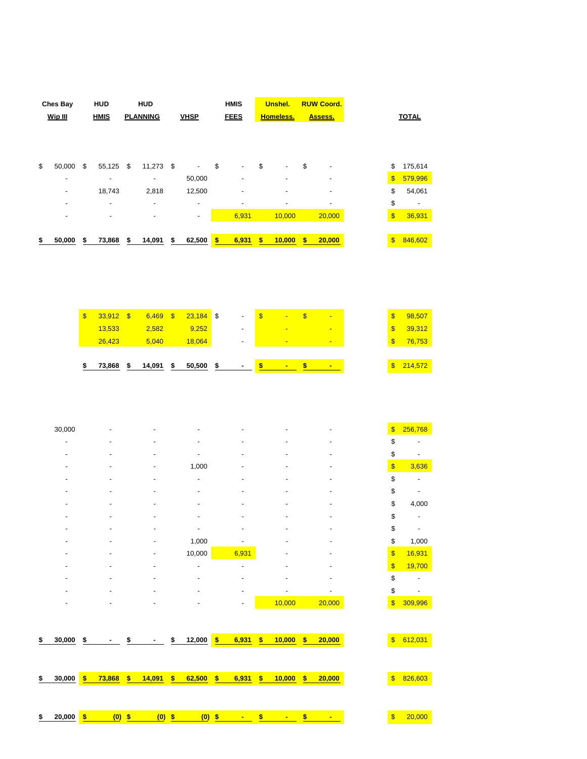| Ches Bay Wip III | HUD HMIS | HUD PLANNING | VHSP | HMIS FEES | Unshel. Homeless. | RUW Coord. Assess. | TOTAL |
|---|---|---|---|---|---|---|---|
| | | | | | | | |
| $ 50,000 | $ 55,125 | $ 11,273 | $ - | $ - | $ - | $ - | $ 175,614 |
| - | - | - | 50,000 | - | - | - | $ 579,996 |
| - | 18,743 | 2,818 | 12,500 | - | - | - | $ 54,061 |
| - | - | - | - | - | - | - | $ - |
| - | - | - | - | 6,931 | 10,000 | 20,000 | $ 36,931 |
| **$ 50,000** | **$ 73,868** | **$ 14,091** | **$ 62,500** | **$ 6,931** | **$ 10,000** | **$ 20,000** | $ 846,602 |
| | | | | | | | |
| | $ 33,912 | $ 6,469 | $ 23,184 | $ - | $ - | $ - | $ 98,507 |
| | 13,533 | 2,582 | 9,252 | - | - | - | $ 39,312 |
| | 26,423 | 5,040 | 18,064 | - | - | - | $ 76,753 |
| | **$ 73,868** | **$ 14,091** | **$ 50,500** | **$ -** | **$ -** | **$ -** | $ 214,572 |
| | | | | | | | |
| 30,000 | - | - | - | - | - | - | $ 256,768 |
| - | - | - | - | - | - | - | $ - |
| - | - | - | - | - | - | - | $ - |
| - | - | - | 1,000 | - | - | - | $ 3,636 |
| - | - | - | - | - | - | - | $ - |
| - | - | - | - | - | - | - | $ - |
| - | - | - | - | - | - | - | $ 4,000 |
| - | - | - | - | - | - | - | $ - |
| - | - | - | - | - | - | - | $ - |
| - | - | - | 1,000 | - | - | - | $ 1,000 |
| - | - | - | 10,000 | 6,931 | - | - | $ 16,931 |
| - | - | - | - | - | - | - | $ 19,700 |
| - | - | - | - | - | - | - | $ - |
| - | - | - | - | - | - | - | $ - |
| - | - | - | - | - | 10,000 | 20,000 | $ 309,996 |
| **$ 30,000** | **$ -** | **$ -** | **$ 12,000** | **$ 6,931** | **$ 10,000** | **$ 20,000** | $ 612,031 |
| **$ 30,000** | **$ 73,868** | **$ 14,091** | **$ 62,500** | **$ 6,931** | **$ 10,000** | **$ 20,000** | $ 826,603 |
| **$ 20,000** | **$ (0)** | **$ (0)** | **$ (0)** | **$ -** | **$ -** | **$ -** | $ 20,000 |